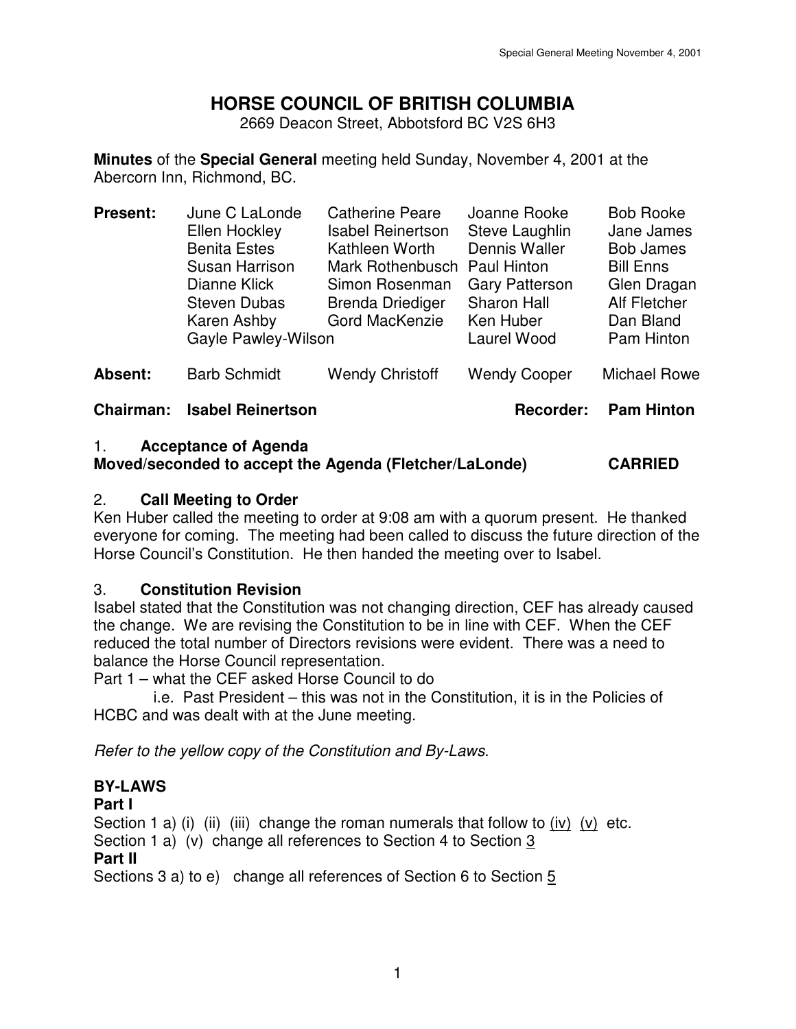# HORSE COUNCIL OF BRITISH COLUMBIA

2669 Deacon Street, Abbotsford BC V2S 6H3

**Minutes** of the **Special General** meeting held Sunday, November 4, 2001 at the Abercorn Inn, Richmond, BC.

| | | | | |
|---|---|---|---|---|
| **Present:** | June C LaLonde | Catherine Peare | Joanne Rooke | Bob Rooke |
| | Ellen Hockley | Isabel Reinertson | Steve Laughlin | Jane James |
| | Benita Estes | Kathleen Worth | Dennis Waller | Bob James |
| | Susan Harrison | Mark Rothenbusch | Paul Hinton | Bill Enns |
| | Dianne Klick | Simon Rosenman | Gary Patterson | Glen Dragan |
| | Steven Dubas | Brenda Driediger | Sharon Hall | Alf Fletcher |
| | Karen Ashby | Gord MacKenzie | Ken Huber | Dan Bland |
| | Gayle Pawley-Wilson | | Laurel Wood | Pam Hinton |
| **Absent:** | Barb Schmidt | Wendy Christoff | Wendy Cooper | Michael Rowe |

**Chairman: Isabel Reinertson** **Recorder: Pam Hinton**

## 1. Acceptance of Agenda

**Moved/seconded to accept the Agenda (Fletcher/LaLonde) CARRIED**

## 2. Call Meeting to Order

Ken Huber called the meeting to order at 9:08 am with a quorum present. He thanked everyone for coming. The meeting had been called to discuss the future direction of the Horse Council's Constitution. He then handed the meeting over to Isabel.

## 3. Constitution Revision

Isabel stated that the Constitution was not changing direction, CEF has already caused the change. We are revising the Constitution to be in line with CEF. When the CEF reduced the total number of Directors revisions were evident. There was a need to balance the Horse Council representation.

Part 1 – what the CEF asked Horse Council to do

i.e. Past President – this was not in the Constitution, it is in the Policies of HCBC and was dealt with at the June meeting.

*Refer to the yellow copy of the Constitution and By-Laws*.

**BY-LAWS**

**Part I**

Section 1 a) (i) (ii) (iii) change the roman numerals that follow to <u>(iv)</u> <u>(v)</u> etc.

Section 1 a) (v) change all references to Section 4 to Section <u>3</u>

**Part II**

Sections 3 a) to e) change all references of Section 6 to Section <u>5</u>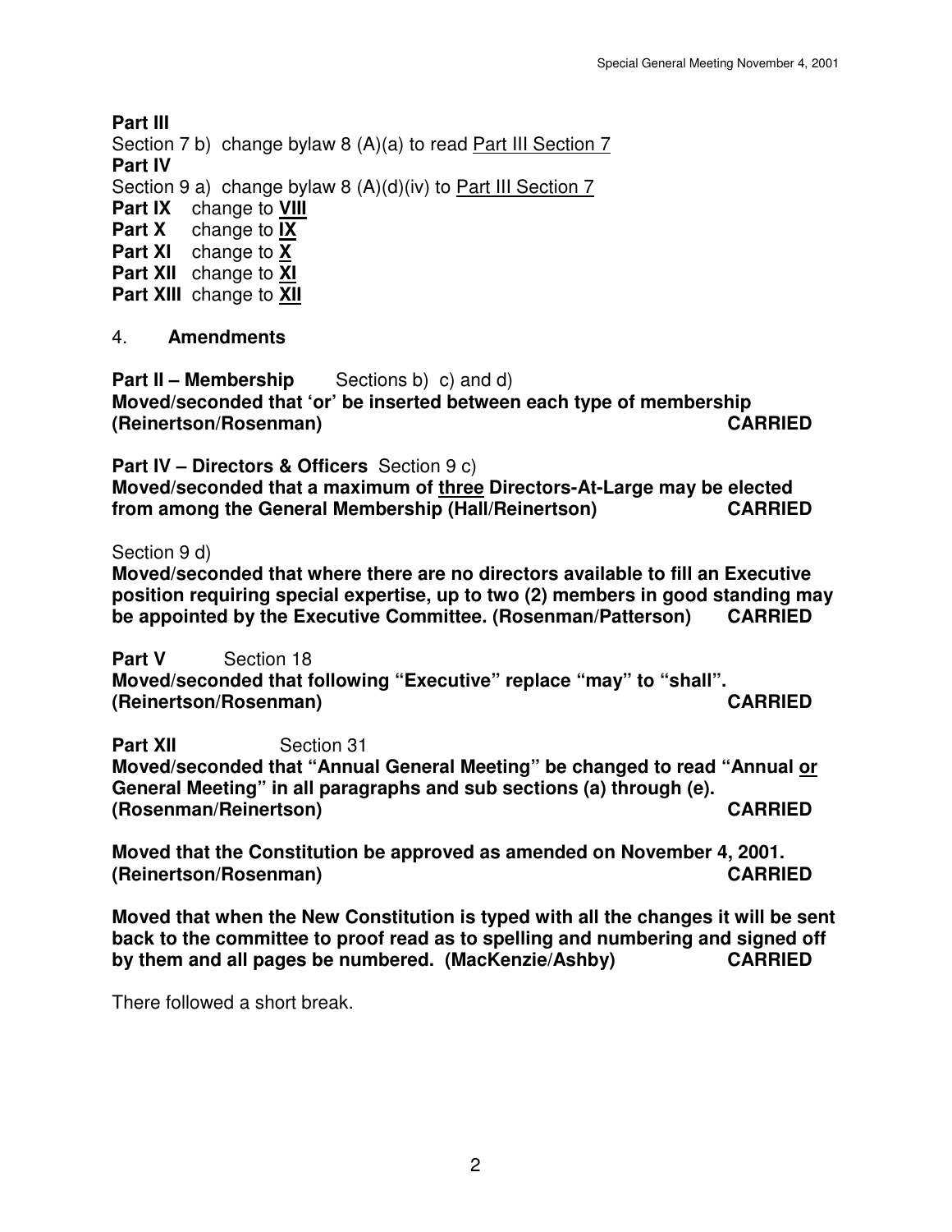**Part III**

Section 7 b) change bylaw 8 (A)(a) to read <u>Part III Section 7</u>

**Part IV**

Section 9 a) change bylaw 8 (A)(d)(iv) to <u>Part III Section 7</u>

**Part IX** change to <u>**VIII**</u>

**Part X** change to <u>**IX**</u>

**Part XI** change to <u>**X**</u>

**Part XII** change to <u>**XI**</u>

**Part XIII** change to <u>**XII**</u>

4. **Amendments**

**Part II – Membership** Sections b) c) and d)

**Moved/seconded that 'or' be inserted between each type of membership (Reinertson/Rosenman) CARRIED**

**Part IV – Directors & Officers** Section 9 c)

**Moved/seconded that a maximum of <u>three</u> Directors-At-Large may be elected from among the General Membership (Hall/Reinertson) CARRIED**

Section 9 d)

**Moved/seconded that where there are no directors available to fill an Executive position requiring special expertise, up to two (2) members in good standing may be appointed by the Executive Committee. (Rosenman/Patterson) CARRIED**

**Part V** Section 18

**Moved/seconded that following "Executive" replace "may" to "shall". (Reinertson/Rosenman) CARRIED**

**Part XII** Section 31

**Moved/seconded that "Annual General Meeting" be changed to read "Annual <u>or</u> General Meeting" in all paragraphs and sub sections (a) through (e). (Rosenman/Reinertson) CARRIED**

**Moved that the Constitution be approved as amended on November 4, 2001. (Reinertson/Rosenman) CARRIED**

**Moved that when the New Constitution is typed with all the changes it will be sent back to the committee to proof read as to spelling and numbering and signed off by them and all pages be numbered. (MacKenzie/Ashby) CARRIED**

There followed a short break.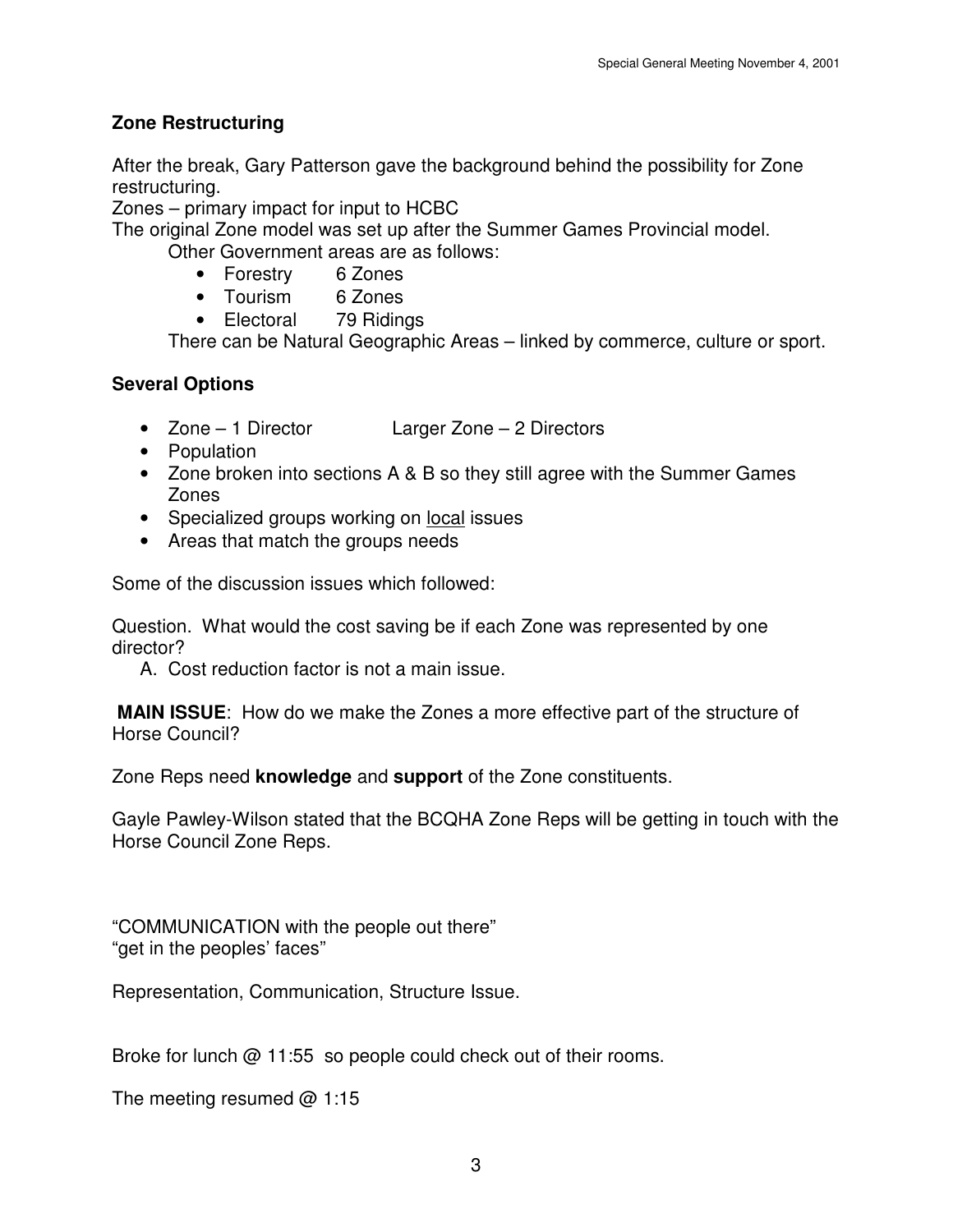## Zone Restructuring

After the break, Gary Patterson gave the background behind the possibility for Zone restructuring.

Zones – primary impact for input to HCBC

The original Zone model was set up after the Summer Games Provincial model.

Other Government areas are as follows:

- Forestry 6 Zones
- Tourism 6 Zones
- Electoral 79 Ridings

There can be Natural Geographic Areas – linked by commerce, culture or sport.

## Several Options

- Zone – 1 Director Larger Zone – 2 Directors
- Population
- Zone broken into sections A & B so they still agree with the Summer Games Zones
- Specialized groups working on local issues
- Areas that match the groups needs

Some of the discussion issues which followed:

Question. What would the cost saving be if each Zone was represented by one director?

A. Cost reduction factor is not a main issue.

**MAIN ISSUE**: How do we make the Zones a more effective part of the structure of Horse Council?

Zone Reps need **knowledge** and **support** of the Zone constituents.

Gayle Pawley-Wilson stated that the BCQHA Zone Reps will be getting in touch with the Horse Council Zone Reps.

"COMMUNICATION with the people out there"
"get in the peoples' faces"

Representation, Communication, Structure Issue.

Broke for lunch @ 11:55 so people could check out of their rooms.

The meeting resumed @ 1:15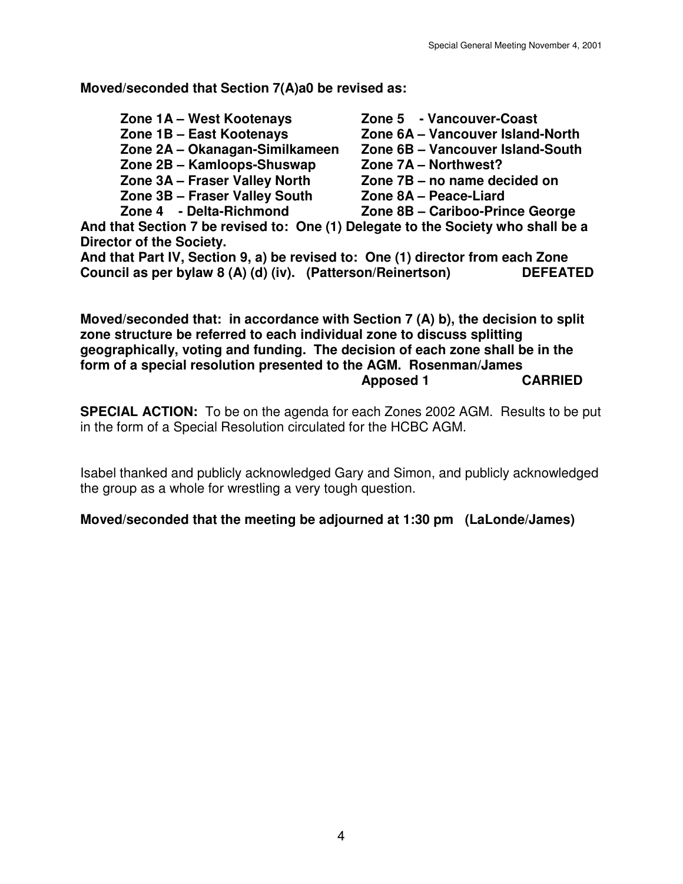**Moved/seconded that Section 7(A)a0 be revised as:**

| | |
|---|---|
| **Zone 1A – West Kootenays** | **Zone 5 - Vancouver-Coast** |
| **Zone 1B – East Kootenays** | **Zone 6A – Vancouver Island-North** |
| **Zone 2A – Okanagan-Similkameen** | **Zone 6B – Vancouver Island-South** |
| **Zone 2B – Kamloops-Shuswap** | **Zone 7A – Northwest?** |
| **Zone 3A – Fraser Valley North** | **Zone 7B – no name decided on** |
| **Zone 3B – Fraser Valley South** | **Zone 8A – Peace-Liard** |
| **Zone 4 - Delta-Richmond** | **Zone 8B – Cariboo-Prince George** |

**And that Section 7 be revised to: One (1) Delegate to the Society who shall be a Director of the Society.**
**And that Part IV, Section 9, a) be revised to: One (1) director from each Zone Council as per bylaw 8 (A) (d) (iv). (Patterson/Reinertson) DEFEATED**

**Moved/seconded that: in accordance with Section 7 (A) b), the decision to split zone structure be referred to each individual zone to discuss splitting geographically, voting and funding. The decision of each zone shall be in the form of a special resolution presented to the AGM. Rosenman/James**
**Apposed 1 CARRIED**

**SPECIAL ACTION:** To be on the agenda for each Zones 2002 AGM. Results to be put in the form of a Special Resolution circulated for the HCBC AGM.

Isabel thanked and publicly acknowledged Gary and Simon, and publicly acknowledged the group as a whole for wrestling a very tough question.

**Moved/seconded that the meeting be adjourned at 1:30 pm (LaLonde/James)**